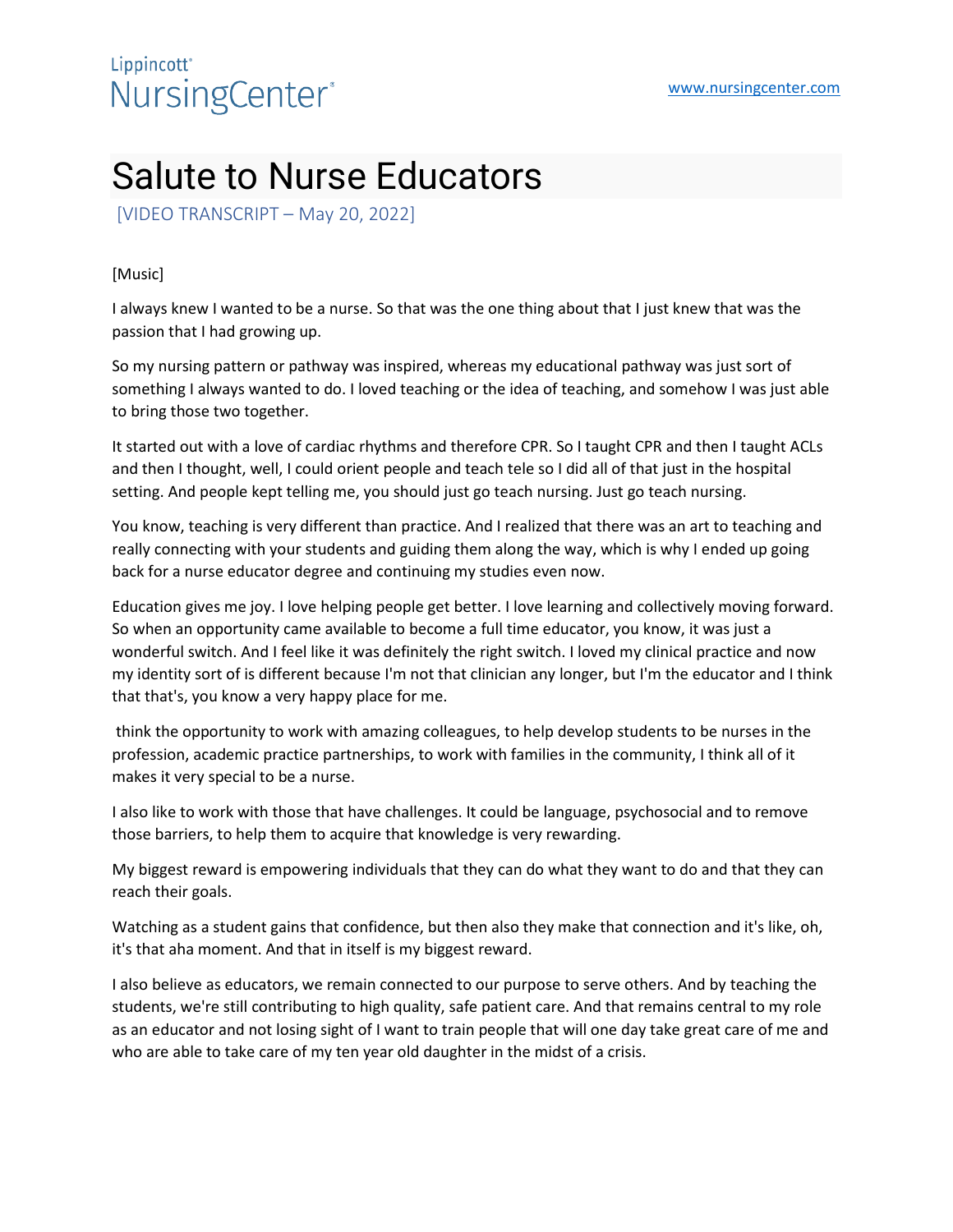# Salute to Nurse Educators

[VIDEO TRANSCRIPT – May 20, 2022]

[Music]

I always knew I wanted to be a nurse. So that was the one thing about that I just knew that was the passion that I had growing up.

So my nursing pattern or pathway was inspired, whereas my educational pathway was just sort of something I always wanted to do. I loved teaching or the idea of teaching, and somehow I was just able to bring those two together.

It started out with a love of cardiac rhythms and therefore CPR. So I taught CPR and then I taught ACLs and then I thought, well, I could orient people and teach tele so I did all of that just in the hospital setting. And people kept telling me, you should just go teach nursing. Just go teach nursing.

You know, teaching is very different than practice. And I realized that there was an art to teaching and really connecting with your students and guiding them along the way, which is why I ended up going back for a nurse educator degree and continuing my studies even now.

Education gives me joy. I love helping people get better. I love learning and collectively moving forward. So when an opportunity came available to become a full time educator, you know, it was just a wonderful switch. And I feel like it was definitely the right switch. I loved my clinical practice and now my identity sort of is different because I'm not that clinician any longer, but I'm the educator and I think that that's, you know a very happy place for me.

think the opportunity to work with amazing colleagues, to help develop students to be nurses in the profession, academic practice partnerships, to work with families in the community, I think all of it makes it very special to be a nurse.

I also like to work with those that have challenges. It could be language, psychosocial and to remove those barriers, to help them to acquire that knowledge is very rewarding.

My biggest reward is empowering individuals that they can do what they want to do and that they can reach their goals.

Watching as a student gains that confidence, but then also they make that connection and it's like, oh, it's that aha moment. And that in itself is my biggest reward.

I also believe as educators, we remain connected to our purpose to serve others. And by teaching the students, we're still contributing to high quality, safe patient care. And that remains central to my role as an educator and not losing sight of I want to train people that will one day take great care of me and who are able to take care of my ten year old daughter in the midst of a crisis.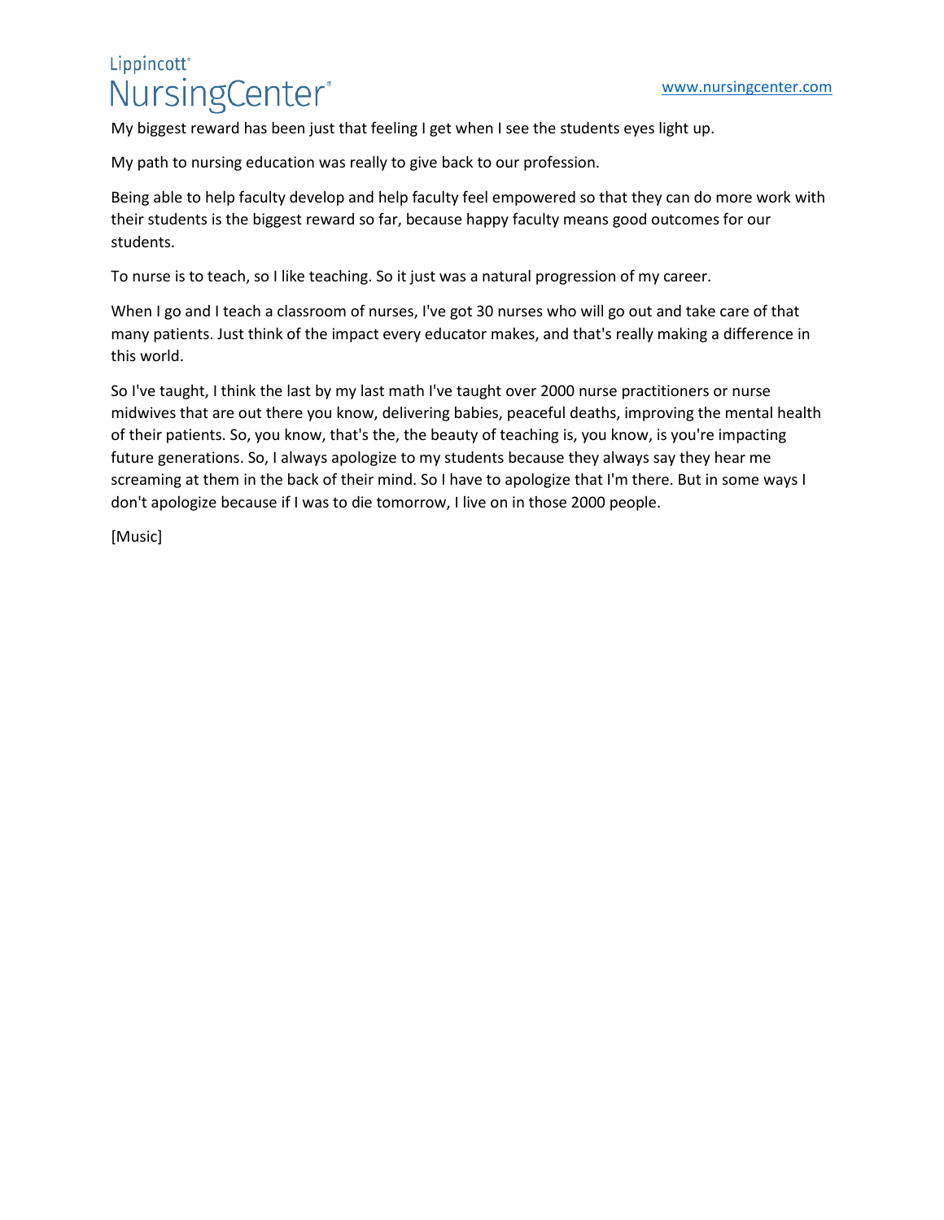My biggest reward has been just that feeling I get when I see the students eyes light up.

My path to nursing education was really to give back to our profession.

Being able to help faculty develop and help faculty feel empowered so that they can do more work with their students is the biggest reward so far, because happy faculty means good outcomes for our students.

To nurse is to teach, so I like teaching. So it just was a natural progression of my career.

When I go and I teach a classroom of nurses, I've got 30 nurses who will go out and take care of that many patients. Just think of the impact every educator makes, and that's really making a difference in this world.

So I've taught, I think the last by my last math I've taught over 2000 nurse practitioners or nurse midwives that are out there you know, delivering babies, peaceful deaths, improving the mental health of their patients. So, you know, that's the, the beauty of teaching is, you know, is you're impacting future generations. So, I always apologize to my students because they always say they hear me screaming at them in the back of their mind. So I have to apologize that I'm there. But in some ways I don't apologize because if I was to die tomorrow, I live on in those 2000 people.

[Music]